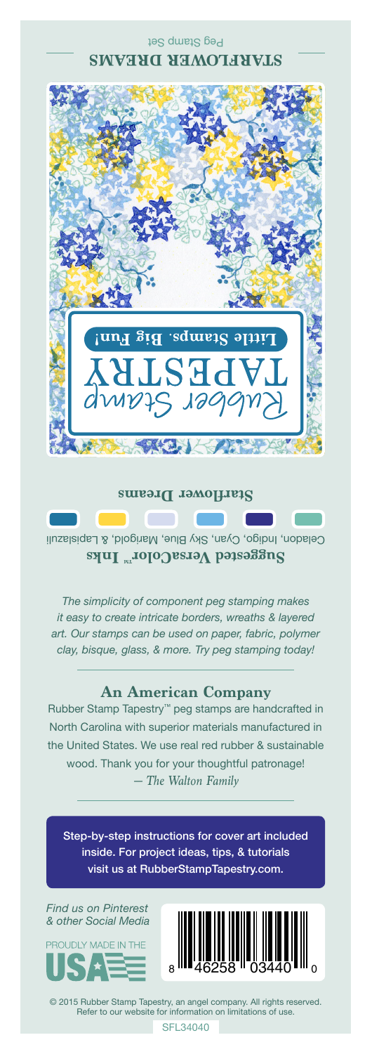**STARFLOWER DREAMS**

Peg Stamp Set

Rubber Stamp

TAPESTRY

**Little Stamps. Big Fun!**

**Starflower Dreams**

**Suggested VersaColor™ Inks**

Celadon, Indigo, Cyan, Sky Blue, Marigold, & Lapislazuli

*The simplicity of component peg stamping makes it easy to create intricate borders, wreaths & layered art. Our stamps can be used on paper, fabric, polymer clay, bisque, glass, & more. Try peg stamping today!*

## An American Company

Rubber Stamp Tapestry™ peg stamps are handcrafted in North Carolina with superior materials manufactured in the United States. We use real red rubber & sustainable wood. Thank you for your thoughtful patronage!
*— The Walton Family*

Step-by-step instructions for cover art included inside. For project ideas, tips, & tutorials visit us at RubberStampTapestry.com.

*Find us on Pinterest & other Social Media*

PROUDLY MADE IN THE USA

8 46258 03440 0

© 2015 Rubber Stamp Tapestry, an angel company. All rights reserved. Refer to our website for information on limitations of use.

SFL34040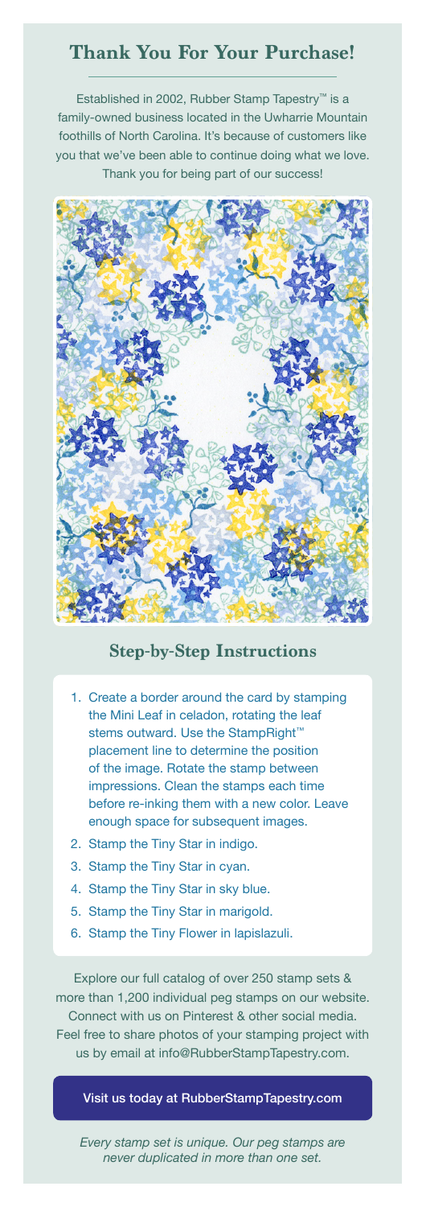## Thank You For Your Purchase!

Established in 2002, Rubber Stamp Tapestry™ is a family-owned business located in the Uwharrie Mountain foothills of North Carolina. It's because of customers like you that we've been able to continue doing what we love. Thank you for being part of our success!

### Step-by-Step Instructions

1. Create a border around the card by stamping the Mini Leaf in celadon, rotating the leaf stems outward. Use the StampRight™ placement line to determine the position of the image. Rotate the stamp between impressions. Clean the stamps each time before re-inking them with a new color. Leave enough space for subsequent images.
2. Stamp the Tiny Star in indigo.
3. Stamp the Tiny Star in cyan.
4. Stamp the Tiny Star in sky blue.
5. Stamp the Tiny Star in marigold.
6. Stamp the Tiny Flower in lapislazuli.

Explore our full catalog of over 250 stamp sets & more than 1,200 individual peg stamps on our website. Connect with us on Pinterest & other social media. Feel free to share photos of your stamping project with us by email at info@RubberStampTapestry.com.

Visit us today at RubberStampTapestry.com

*Every stamp set is unique. Our peg stamps are never duplicated in more than one set.*